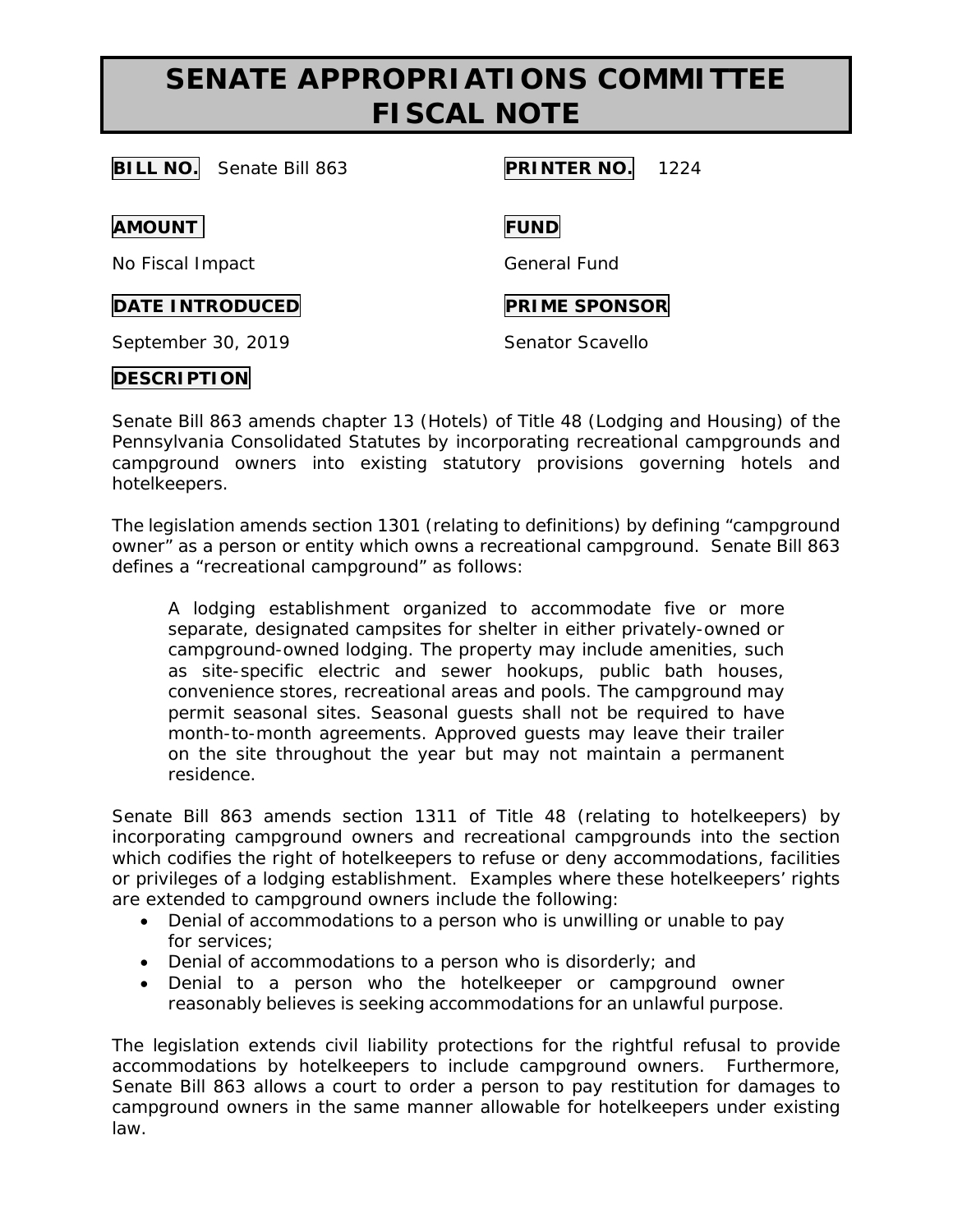# SENATE APPROPRIATIONS COMMITTEE FISCAL NOTE

**BILL NO.** Senate Bill 863

**PRINTER NO.** 1224

**AMOUNT**

No Fiscal Impact

**FUND**

General Fund

**DATE INTRODUCED**

September 30, 2019

**PRIME SPONSOR**

Senator Scavello

**DESCRIPTION**

Senate Bill 863 amends chapter 13 (Hotels) of Title 48 (Lodging and Housing) of the Pennsylvania Consolidated Statutes by incorporating recreational campgrounds and campground owners into existing statutory provisions governing hotels and hotelkeepers.

The legislation amends section 1301 (relating to definitions) by defining "campground owner" as a person or entity which owns a recreational campground. Senate Bill 863 defines a "recreational campground" as follows:

> A lodging establishment organized to accommodate five or more separate, designated campsites for shelter in either privately-owned or campground-owned lodging. The property may include amenities, such as site-specific electric and sewer hookups, public bath houses, convenience stores, recreational areas and pools. The campground may permit seasonal sites. Seasonal guests shall not be required to have month-to-month agreements. Approved guests may leave their trailer on the site throughout the year but may not maintain a permanent residence.

Senate Bill 863 amends section 1311 of Title 48 (relating to hotelkeepers) by incorporating campground owners and recreational campgrounds into the section which codifies the right of hotelkeepers to refuse or deny accommodations, facilities or privileges of a lodging establishment. Examples where these hotelkeepers' rights are extended to campground owners include the following:

- Denial of accommodations to a person who is unwilling or unable to pay for services;
- Denial of accommodations to a person who is disorderly; and
- Denial to a person who the hotelkeeper or campground owner reasonably believes is seeking accommodations for an unlawful purpose.

The legislation extends civil liability protections for the rightful refusal to provide accommodations by hotelkeepers to include campground owners. Furthermore, Senate Bill 863 allows a court to order a person to pay restitution for damages to campground owners in the same manner allowable for hotelkeepers under existing law.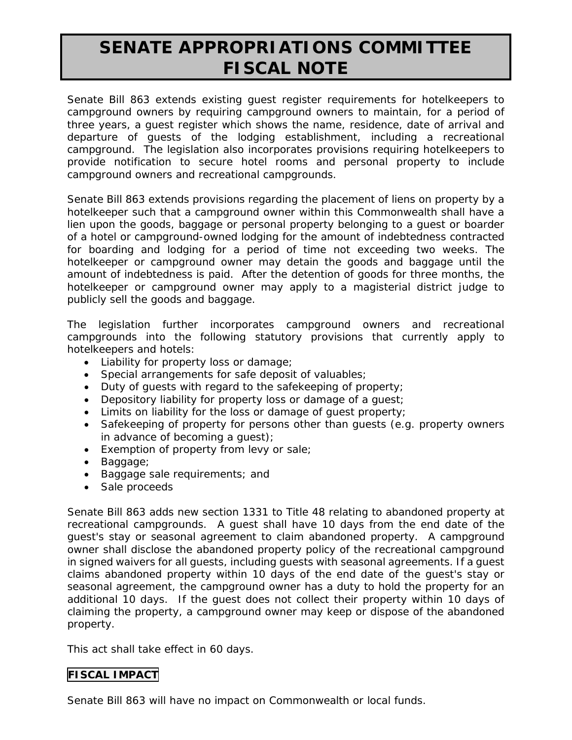# SENATE APPROPRIATIONS COMMITTEE FISCAL NOTE

Senate Bill 863 extends existing guest register requirements for hotelkeepers to campground owners by requiring campground owners to maintain, for a period of three years, a guest register which shows the name, residence, date of arrival and departure of guests of the lodging establishment, including a recreational campground. The legislation also incorporates provisions requiring hotelkeepers to provide notification to secure hotel rooms and personal property to include campground owners and recreational campgrounds.

Senate Bill 863 extends provisions regarding the placement of liens on property by a hotelkeeper such that a campground owner within this Commonwealth shall have a lien upon the goods, baggage or personal property belonging to a guest or boarder of a hotel or campground-owned lodging for the amount of indebtedness contracted for boarding and lodging for a period of time not exceeding two weeks. The hotelkeeper or campground owner may detain the goods and baggage until the amount of indebtedness is paid. After the detention of goods for three months, the hotelkeeper or campground owner may apply to a magisterial district judge to publicly sell the goods and baggage.

The legislation further incorporates campground owners and recreational campgrounds into the following statutory provisions that currently apply to hotelkeepers and hotels:

- Liability for property loss or damage;
- Special arrangements for safe deposit of valuables;
- Duty of guests with regard to the safekeeping of property;
- Depository liability for property loss or damage of a guest;
- Limits on liability for the loss or damage of guest property;
- Safekeeping of property for persons other than guests (e.g. property owners in advance of becoming a guest);
- Exemption of property from levy or sale;
- Baggage;
- Baggage sale requirements; and
- Sale proceeds

Senate Bill 863 adds new section 1331 to Title 48 relating to abandoned property at recreational campgrounds. A guest shall have 10 days from the end date of the guest's stay or seasonal agreement to claim abandoned property. A campground owner shall disclose the abandoned property policy of the recreational campground in signed waivers for all guests, including guests with seasonal agreements. If a guest claims abandoned property within 10 days of the end date of the guest's stay or seasonal agreement, the campground owner has a duty to hold the property for an additional 10 days. If the guest does not collect their property within 10 days of claiming the property, a campground owner may keep or dispose of the abandoned property.

This act shall take effect in 60 days.

## FISCAL IMPACT

Senate Bill 863 will have no impact on Commonwealth or local funds.